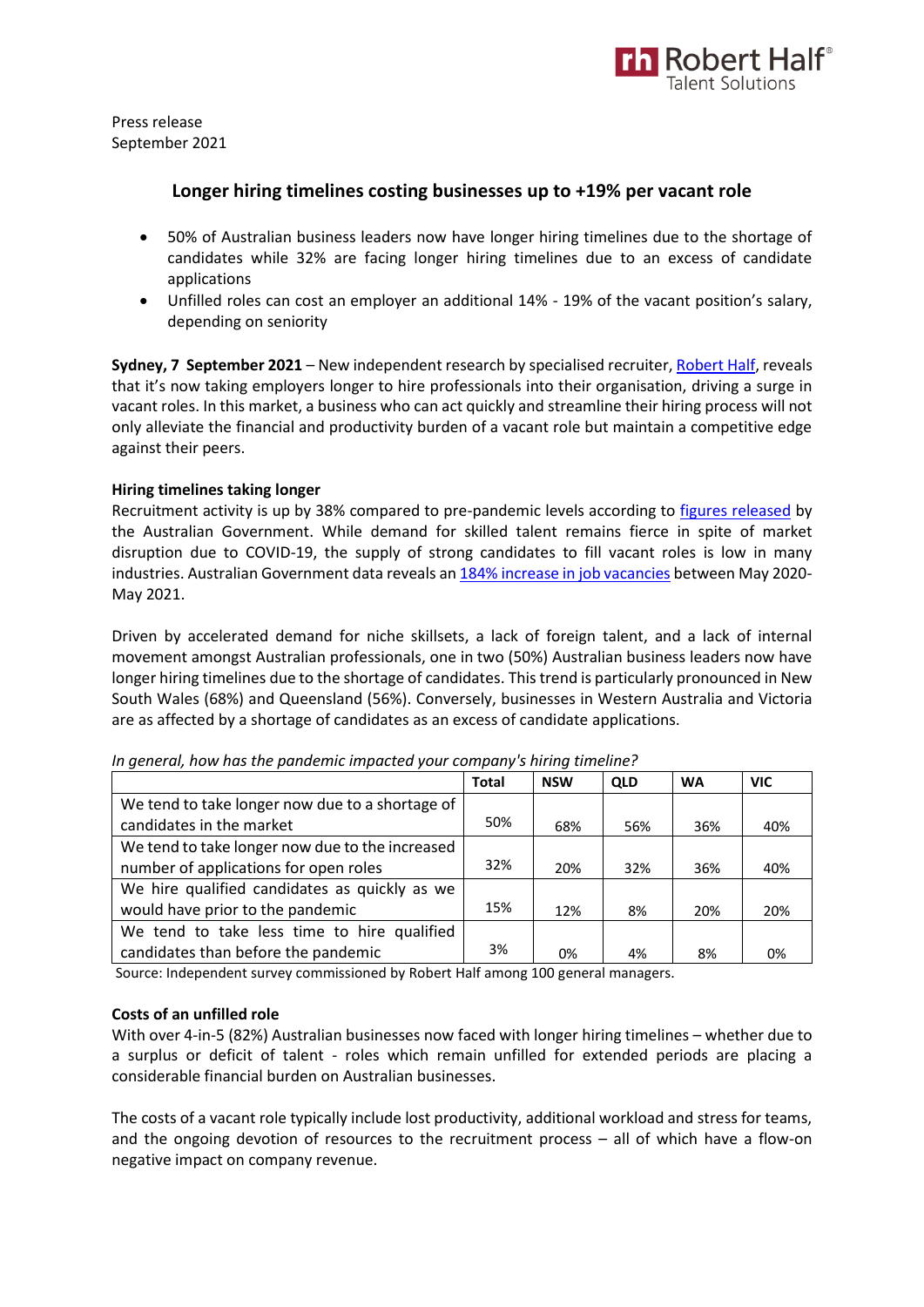Press release
September 2021

# Longer hiring timelines costing businesses up to +19% per vacant role

- 50% of Australian business leaders now have longer hiring timelines due to the shortage of candidates while 32% are facing longer hiring timelines due to an excess of candidate applications
- Unfilled roles can cost an employer an additional 14% - 19% of the vacant position's salary, depending on seniority

**Sydney, 7 September 2021** – New independent research by specialised recruiter, Robert Half, reveals that it's now taking employers longer to hire professionals into their organisation, driving a surge in vacant roles. In this market, a business who can act quickly and streamline their hiring process will not only alleviate the financial and productivity burden of a vacant role but maintain a competitive edge against their peers.

**Hiring timelines taking longer**

Recruitment activity is up by 38% compared to pre-pandemic levels according to figures released by the Australian Government. While demand for skilled talent remains fierce in spite of market disruption due to COVID-19, the supply of strong candidates to fill vacant roles is low in many industries. Australian Government data reveals an 184% increase in job vacancies between May 2020-May 2021.

Driven by accelerated demand for niche skillsets, a lack of foreign talent, and a lack of internal movement amongst Australian professionals, one in two (50%) Australian business leaders now have longer hiring timelines due to the shortage of candidates. This trend is particularly pronounced in New South Wales (68%) and Queensland (56%). Conversely, businesses in Western Australia and Victoria are as affected by a shortage of candidates as an excess of candidate applications.

*In general, how has the pandemic impacted your company's hiring timeline?*

| | Total | NSW | QLD | WA | VIC |
|---|---|---|---|---|---|
| We tend to take longer now due to a shortage of candidates in the market | 50% | 68% | 56% | 36% | 40% |
| We tend to take longer now due to the increased number of applications for open roles | 32% | 20% | 32% | 36% | 40% |
| We hire qualified candidates as quickly as we would have prior to the pandemic | 15% | 12% | 8% | 20% | 20% |
| We tend to take less time to hire qualified candidates than before the pandemic | 3% | 0% | 4% | 8% | 0% |

Source: Independent survey commissioned by Robert Half among 100 general managers.

**Costs of an unfilled role**

With over 4-in-5 (82%) Australian businesses now faced with longer hiring timelines – whether due to a surplus or deficit of talent - roles which remain unfilled for extended periods are placing a considerable financial burden on Australian businesses.

The costs of a vacant role typically include lost productivity, additional workload and stress for teams, and the ongoing devotion of resources to the recruitment process – all of which have a flow-on negative impact on company revenue.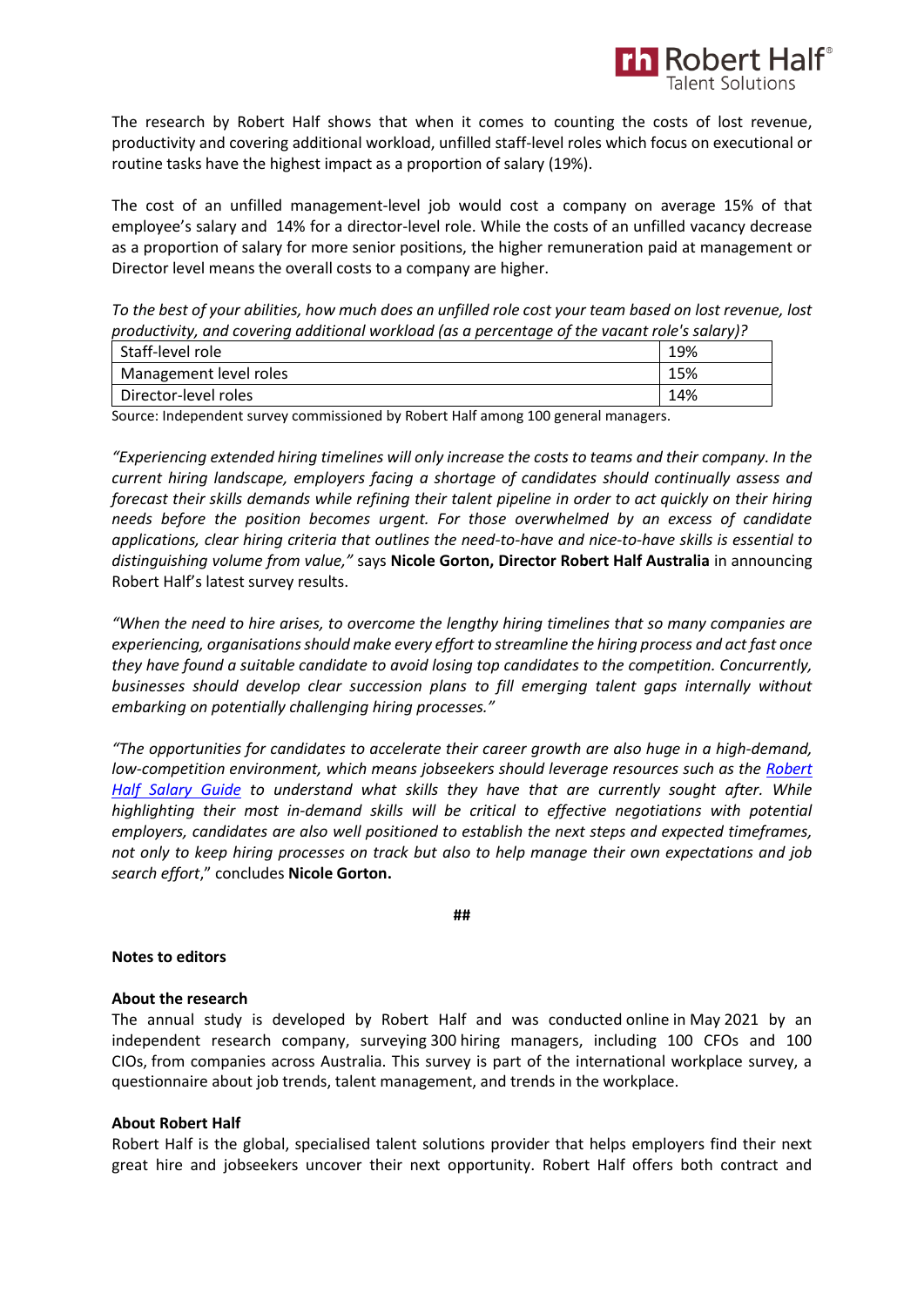The research by Robert Half shows that when it comes to counting the costs of lost revenue, productivity and covering additional workload, unfilled staff-level roles which focus on executional or routine tasks have the highest impact as a proportion of salary (19%).

The cost of an unfilled management-level job would cost a company on average 15% of that employee's salary and 14% for a director-level role. While the costs of an unfilled vacancy decrease as a proportion of salary for more senior positions, the higher remuneration paid at management or Director level means the overall costs to a company are higher.

*To the best of your abilities, how much does an unfilled role cost your team based on lost revenue, lost productivity, and covering additional workload (as a percentage of the vacant role's salary)?*

| Role | % |
|---|---|
| Staff-level role | 19% |
| Management level roles | 15% |
| Director-level roles | 14% |

Source: Independent survey commissioned by Robert Half among 100 general managers.

*"Experiencing extended hiring timelines will only increase the costs to teams and their company. In the current hiring landscape, employers facing a shortage of candidates should continually assess and forecast their skills demands while refining their talent pipeline in order to act quickly on their hiring needs before the position becomes urgent. For those overwhelmed by an excess of candidate applications, clear hiring criteria that outlines the need-to-have and nice-to-have skills is essential to distinguishing volume from value,"* says **Nicole Gorton, Director Robert Half Australia** in announcing Robert Half's latest survey results.

*"When the need to hire arises, to overcome the lengthy hiring timelines that so many companies are experiencing, organisations should make every effort to streamline the hiring process and act fast once they have found a suitable candidate to avoid losing top candidates to the competition. Concurrently, businesses should develop clear succession plans to fill emerging talent gaps internally without embarking on potentially challenging hiring processes."*

*"The opportunities for candidates to accelerate their career growth are also huge in a high-demand, low-competition environment, which means jobseekers should leverage resources such as the Robert Half Salary Guide to understand what skills they have that are currently sought after. While highlighting their most in-demand skills will be critical to effective negotiations with potential employers, candidates are also well positioned to establish the next steps and expected timeframes, not only to keep hiring processes on track but also to help manage their own expectations and job search effort*," concludes **Nicole Gorton.**

**##**

**Notes to editors**

**About the research**

The annual study is developed by Robert Half and was conducted online in May 2021 by an independent research company, surveying 300 hiring managers, including 100 CFOs and 100 CIOs, from companies across Australia. This survey is part of the international workplace survey, a questionnaire about job trends, talent management, and trends in the workplace.

**About Robert Half**

Robert Half is the global, specialised talent solutions provider that helps employers find their next great hire and jobseekers uncover their next opportunity. Robert Half offers both contract and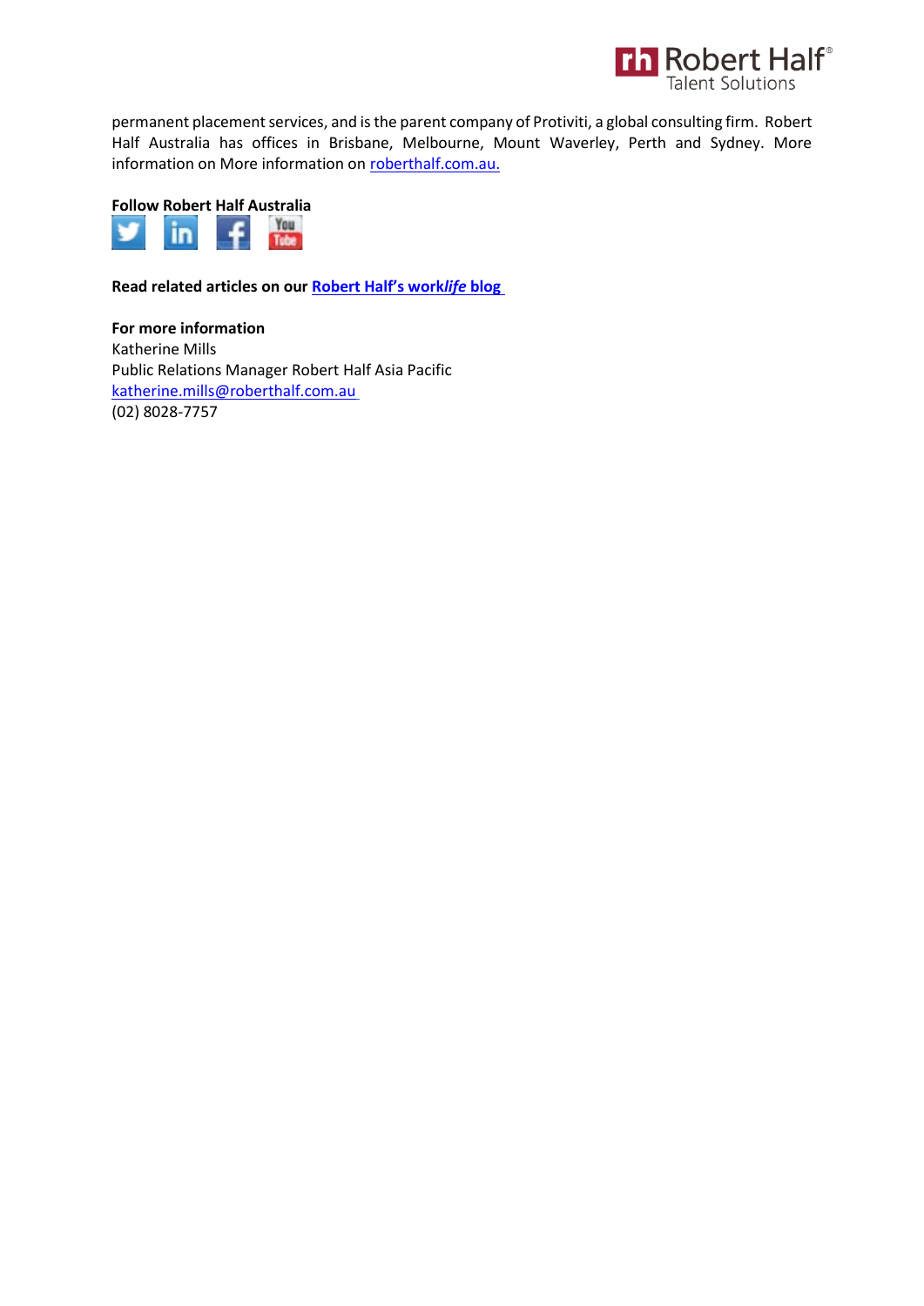permanent placement services, and is the parent company of Protiviti, a global consulting firm. Robert Half Australia has offices in Brisbane, Melbourne, Mount Waverley, Perth and Sydney. More information on More information on roberthalf.com.au.

**Follow Robert Half Australia**

**Read related articles on our Robert Half's work*life* blog**

**For more information**
Katherine Mills
Public Relations Manager Robert Half Asia Pacific
katherine.mills@roberthalf.com.au
(02) 8028-7757